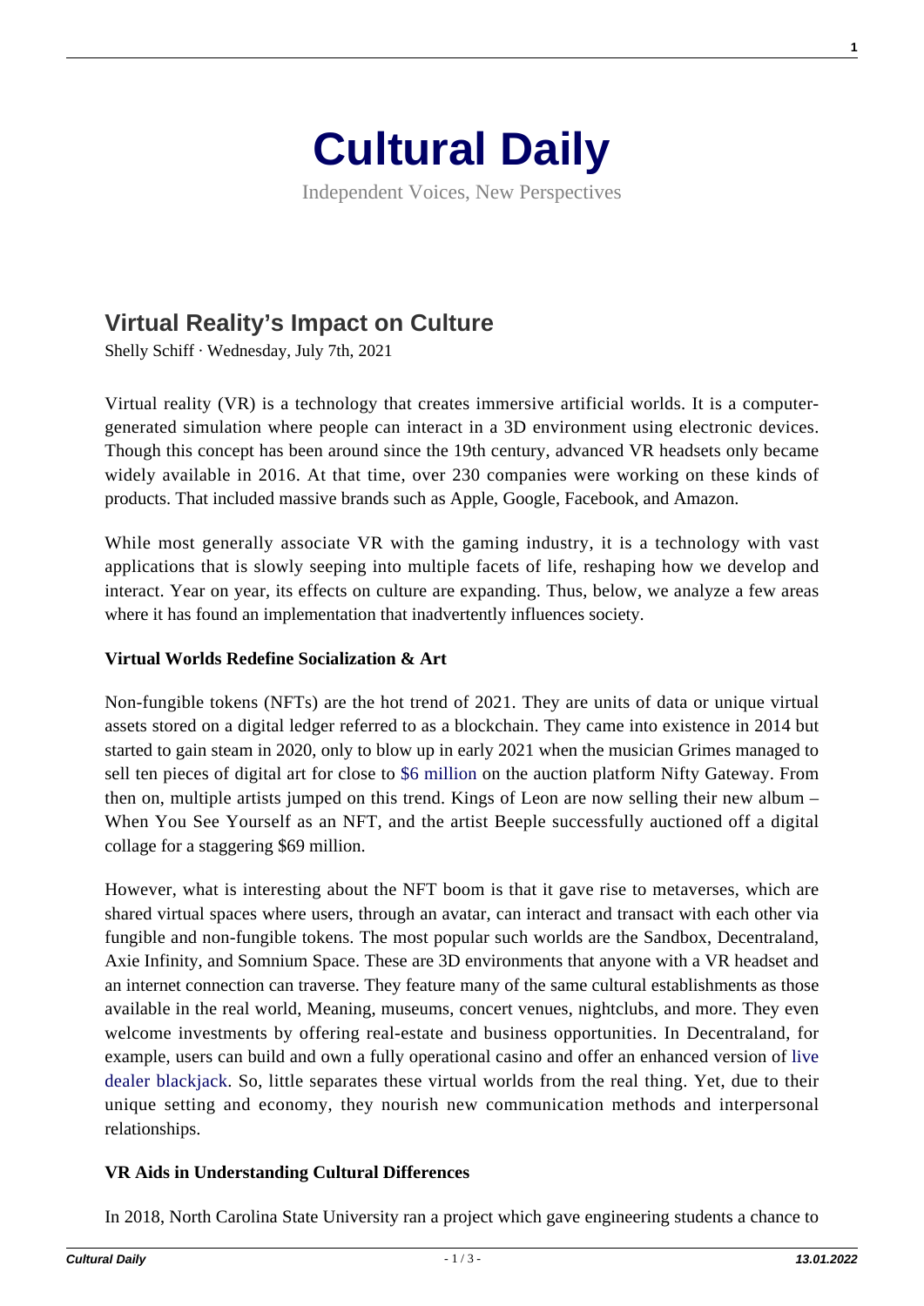# Cultural Daily

Independent Voices, New Perspectives

## Virtual Reality's Impact on Culture

Shelly Schiff · Wednesday, July 7th, 2021

Virtual reality (VR) is a technology that creates immersive artificial worlds. It is a computer-generated simulation where people can interact in a 3D environment using electronic devices. Though this concept has been around since the 19th century, advanced VR headsets only became widely available in 2016. At that time, over 230 companies were working on these kinds of products. That included massive brands such as Apple, Google, Facebook, and Amazon.

While most generally associate VR with the gaming industry, it is a technology with vast applications that is slowly seeping into multiple facets of life, reshaping how we develop and interact. Year on year, its effects on culture are expanding. Thus, below, we analyze a few areas where it has found an implementation that inadvertently influences society.

**Virtual Worlds Redefine Socialization & Art**

Non-fungible tokens (NFTs) are the hot trend of 2021. They are units of data or unique virtual assets stored on a digital ledger referred to as a blockchain. They came into existence in 2014 but started to gain steam in 2020, only to blow up in early 2021 when the musician Grimes managed to sell ten pieces of digital art for close to $6 million on the auction platform Nifty Gateway. From then on, multiple artists jumped on this trend. Kings of Leon are now selling their new album – When You See Yourself as an NFT, and the artist Beeple successfully auctioned off a digital collage for a staggering $69 million.

However, what is interesting about the NFT boom is that it gave rise to metaverses, which are shared virtual spaces where users, through an avatar, can interact and transact with each other via fungible and non-fungible tokens. The most popular such worlds are the Sandbox, Decentraland, Axie Infinity, and Somnium Space. These are 3D environments that anyone with a VR headset and an internet connection can traverse. They feature many of the same cultural establishments as those available in the real world, Meaning, museums, concert venues, nightclubs, and more. They even welcome investments by offering real-estate and business opportunities. In Decentraland, for example, users can build and own a fully operational casino and offer an enhanced version of live dealer blackjack. So, little separates these virtual worlds from the real thing. Yet, due to their unique setting and economy, they nourish new communication methods and interpersonal relationships.

**VR Aids in Understanding Cultural Differences**

In 2018, North Carolina State University ran a project which gave engineering students a chance to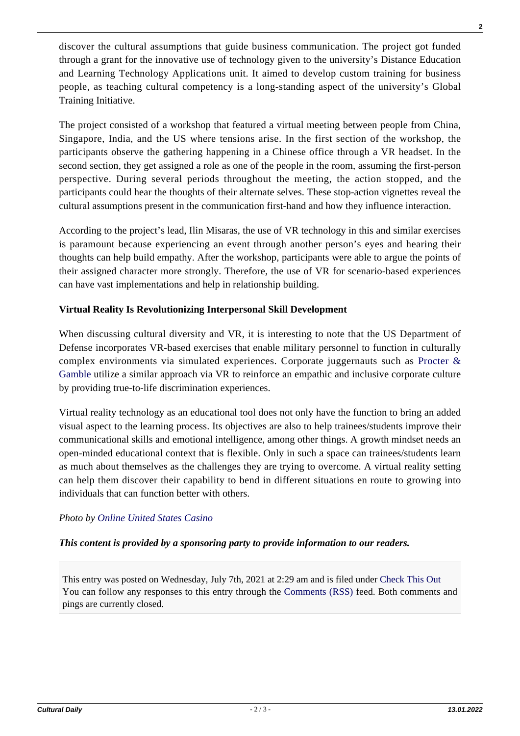discover the cultural assumptions that guide business communication. The project got funded through a grant for the innovative use of technology given to the university's Distance Education and Learning Technology Applications unit. It aimed to develop custom training for business people, as teaching cultural competency is a long-standing aspect of the university's Global Training Initiative.

The project consisted of a workshop that featured a virtual meeting between people from China, Singapore, India, and the US where tensions arise. In the first section of the workshop, the participants observe the gathering happening in a Chinese office through a VR headset. In the second section, they get assigned a role as one of the people in the room, assuming the first-person perspective. During several periods throughout the meeting, the action stopped, and the participants could hear the thoughts of their alternate selves. These stop-action vignettes reveal the cultural assumptions present in the communication first-hand and how they influence interaction.

According to the project's lead, Ilin Misaras, the use of VR technology in this and similar exercises is paramount because experiencing an event through another person's eyes and hearing their thoughts can help build empathy. After the workshop, participants were able to argue the points of their assigned character more strongly. Therefore, the use of VR for scenario-based experiences can have vast implementations and help in relationship building.

**Virtual Reality Is Revolutionizing Interpersonal Skill Development**

When discussing cultural diversity and VR, it is interesting to note that the US Department of Defense incorporates VR-based exercises that enable military personnel to function in culturally complex environments via simulated experiences. Corporate juggernauts such as Procter & Gamble utilize a similar approach via VR to reinforce an empathic and inclusive corporate culture by providing true-to-life discrimination experiences.

Virtual reality technology as an educational tool does not only have the function to bring an added visual aspect to the learning process. Its objectives are also to help trainees/students improve their communicational skills and emotional intelligence, among other things. A growth mindset needs an open-minded educational context that is flexible. Only in such a space can trainees/students learn as much about themselves as the challenges they are trying to overcome. A virtual reality setting can help them discover their capability to bend in different situations en route to growing into individuals that can function better with others.

*Photo by Online United States Casino*

***This content is provided by a sponsoring party to provide information to our readers.***

This entry was posted on Wednesday, July 7th, 2021 at 2:29 am and is filed under Check This Out
You can follow any responses to this entry through the Comments (RSS) feed. Both comments and pings are currently closed.